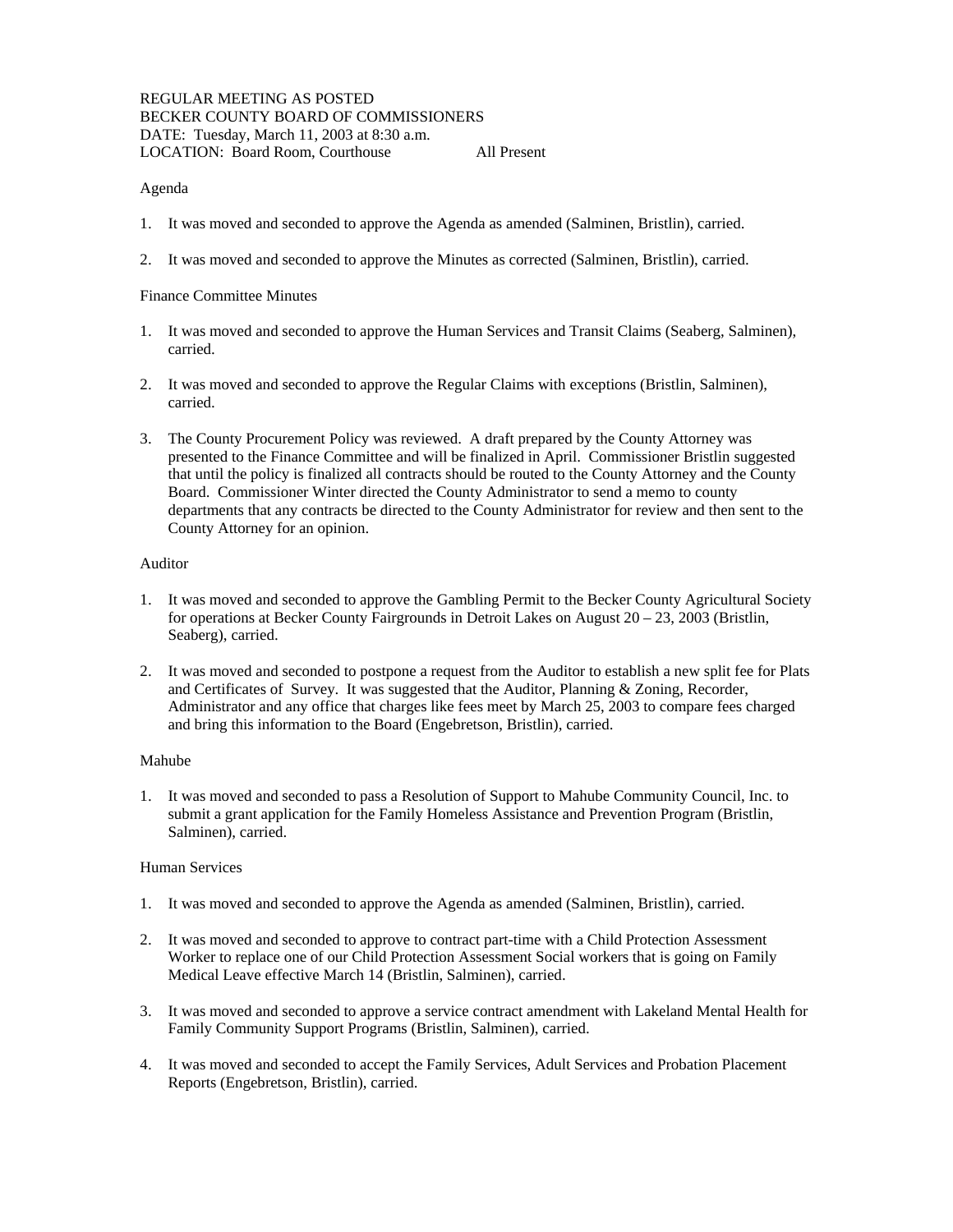REGULAR MEETING AS POSTED
BECKER COUNTY BOARD OF COMMISSIONERS
DATE: Tuesday, March 11, 2003 at 8:30 a.m.
LOCATION: Board Room, Courthouse All Present

Agenda

1. It was moved and seconded to approve the Agenda as amended (Salminen, Bristlin), carried.

2. It was moved and seconded to approve the Minutes as corrected (Salminen, Bristlin), carried.

Finance Committee Minutes

1. It was moved and seconded to approve the Human Services and Transit Claims (Seaberg, Salminen), carried.

2. It was moved and seconded to approve the Regular Claims with exceptions (Bristlin, Salminen), carried.

3. The County Procurement Policy was reviewed. A draft prepared by the County Attorney was presented to the Finance Committee and will be finalized in April. Commissioner Bristlin suggested that until the policy is finalized all contracts should be routed to the County Attorney and the County Board. Commissioner Winter directed the County Administrator to send a memo to county departments that any contracts be directed to the County Administrator for review and then sent to the County Attorney for an opinion.

Auditor

1. It was moved and seconded to approve the Gambling Permit to the Becker County Agricultural Society for operations at Becker County Fairgrounds in Detroit Lakes on August 20 – 23, 2003 (Bristlin, Seaberg), carried.

2. It was moved and seconded to postpone a request from the Auditor to establish a new split fee for Plats and Certificates of Survey. It was suggested that the Auditor, Planning & Zoning, Recorder, Administrator and any office that charges like fees meet by March 25, 2003 to compare fees charged and bring this information to the Board (Engebretson, Bristlin), carried.

Mahube

1. It was moved and seconded to pass a Resolution of Support to Mahube Community Council, Inc. to submit a grant application for the Family Homeless Assistance and Prevention Program (Bristlin, Salminen), carried.

Human Services

1. It was moved and seconded to approve the Agenda as amended (Salminen, Bristlin), carried.

2. It was moved and seconded to approve to contract part-time with a Child Protection Assessment Worker to replace one of our Child Protection Assessment Social workers that is going on Family Medical Leave effective March 14 (Bristlin, Salminen), carried.

3. It was moved and seconded to approve a service contract amendment with Lakeland Mental Health for Family Community Support Programs (Bristlin, Salminen), carried.

4. It was moved and seconded to accept the Family Services, Adult Services and Probation Placement Reports (Engebretson, Bristlin), carried.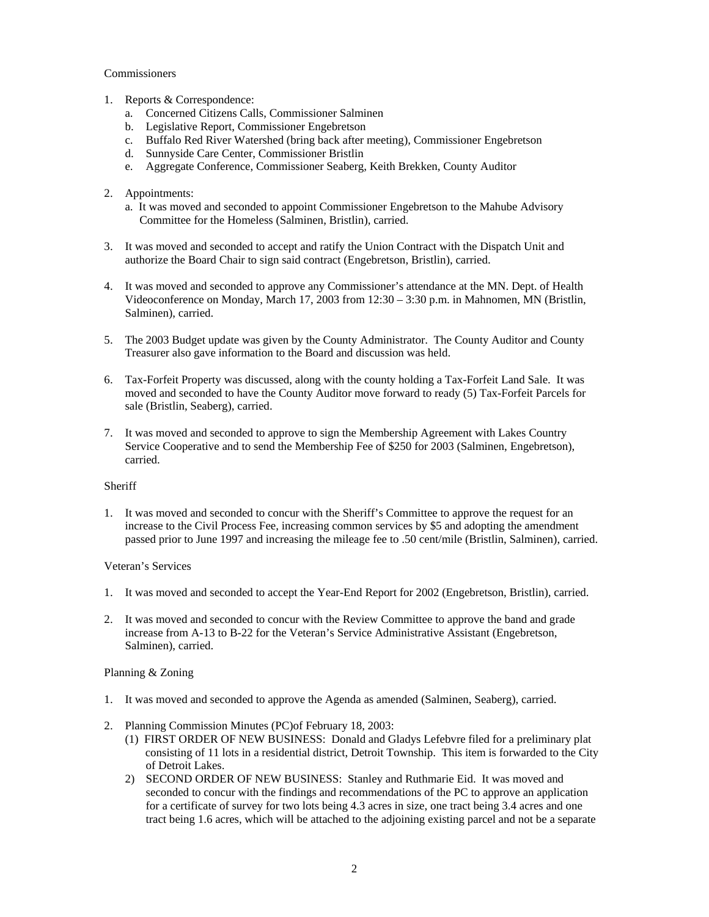Commissioners

1. Reports & Correspondence:
   a. Concerned Citizens Calls, Commissioner Salminen
   b. Legislative Report, Commissioner Engebretson
   c. Buffalo Red River Watershed (bring back after meeting), Commissioner Engebretson
   d. Sunnyside Care Center, Commissioner Bristlin
   e. Aggregate Conference, Commissioner Seaberg, Keith Brekken, County Auditor

2. Appointments:
   a. It was moved and seconded to appoint Commissioner Engebretson to the Mahube Advisory Committee for the Homeless (Salminen, Bristlin), carried.

3. It was moved and seconded to accept and ratify the Union Contract with the Dispatch Unit and authorize the Board Chair to sign said contract (Engebretson, Bristlin), carried.

4. It was moved and seconded to approve any Commissioner's attendance at the MN. Dept. of Health Videoconference on Monday, March 17, 2003 from 12:30 – 3:30 p.m. in Mahnomen, MN (Bristlin, Salminen), carried.

5. The 2003 Budget update was given by the County Administrator. The County Auditor and County Treasurer also gave information to the Board and discussion was held.

6. Tax-Forfeit Property was discussed, along with the county holding a Tax-Forfeit Land Sale. It was moved and seconded to have the County Auditor move forward to ready (5) Tax-Forfeit Parcels for sale (Bristlin, Seaberg), carried.

7. It was moved and seconded to approve to sign the Membership Agreement with Lakes Country Service Cooperative and to send the Membership Fee of $250 for 2003 (Salminen, Engebretson), carried.

Sheriff

1. It was moved and seconded to concur with the Sheriff's Committee to approve the request for an increase to the Civil Process Fee, increasing common services by $5 and adopting the amendment passed prior to June 1997 and increasing the mileage fee to .50 cent/mile (Bristlin, Salminen), carried.

Veteran's Services

1. It was moved and seconded to accept the Year-End Report for 2002 (Engebretson, Bristlin), carried.

2. It was moved and seconded to concur with the Review Committee to approve the band and grade increase from A-13 to B-22 for the Veteran's Service Administrative Assistant (Engebretson, Salminen), carried.

Planning & Zoning

1. It was moved and seconded to approve the Agenda as amended (Salminen, Seaberg), carried.

2. Planning Commission Minutes (PC)of February 18, 2003:
   (1) FIRST ORDER OF NEW BUSINESS: Donald and Gladys Lefebvre filed for a preliminary plat consisting of 11 lots in a residential district, Detroit Township. This item is forwarded to the City of Detroit Lakes.
   2) SECOND ORDER OF NEW BUSINESS: Stanley and Ruthmarie Eid. It was moved and seconded to concur with the findings and recommendations of the PC to approve an application for a certificate of survey for two lots being 4.3 acres in size, one tract being 3.4 acres and one tract being 1.6 acres, which will be attached to the adjoining existing parcel and not be a separate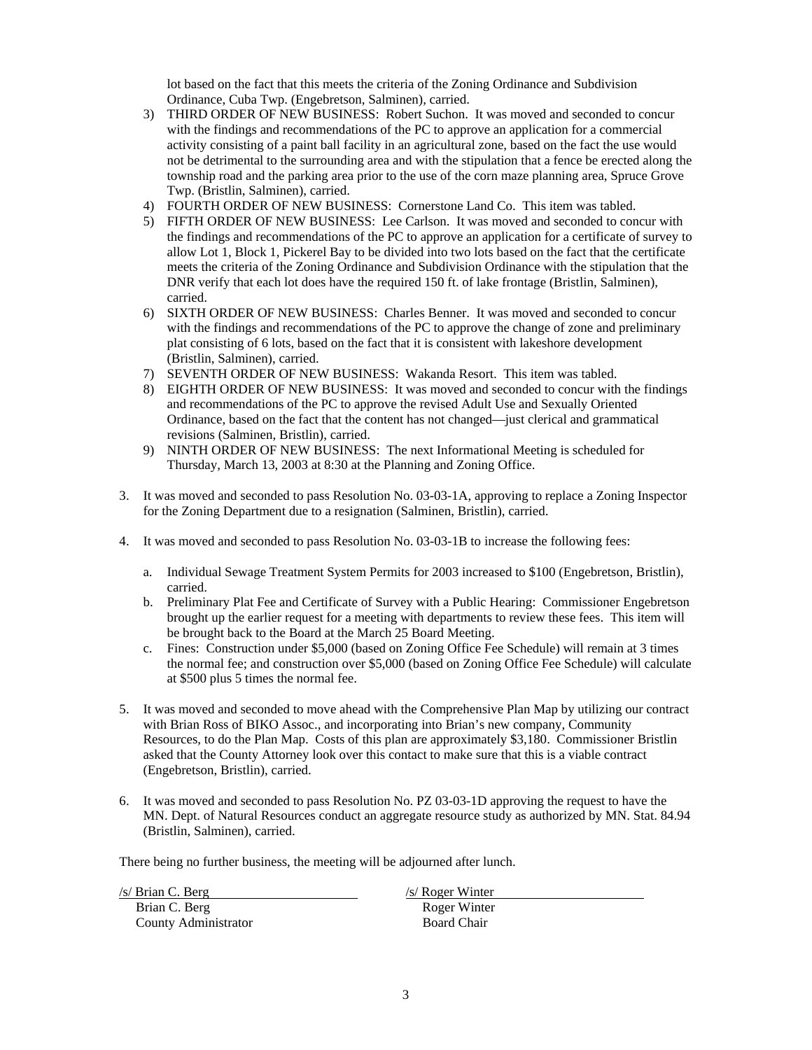lot based on the fact that this meets the criteria of the Zoning Ordinance and Subdivision Ordinance, Cuba Twp. (Engebretson, Salminen), carried.

3) THIRD ORDER OF NEW BUSINESS: Robert Suchon. It was moved and seconded to concur with the findings and recommendations of the PC to approve an application for a commercial activity consisting of a paint ball facility in an agricultural zone, based on the fact the use would not be detrimental to the surrounding area and with the stipulation that a fence be erected along the township road and the parking area prior to the use of the corn maze planning area, Spruce Grove Twp. (Bristlin, Salminen), carried.
4) FOURTH ORDER OF NEW BUSINESS: Cornerstone Land Co. This item was tabled.
5) FIFTH ORDER OF NEW BUSINESS: Lee Carlson. It was moved and seconded to concur with the findings and recommendations of the PC to approve an application for a certificate of survey to allow Lot 1, Block 1, Pickerel Bay to be divided into two lots based on the fact that the certificate meets the criteria of the Zoning Ordinance and Subdivision Ordinance with the stipulation that the DNR verify that each lot does have the required 150 ft. of lake frontage (Bristlin, Salminen), carried.
6) SIXTH ORDER OF NEW BUSINESS: Charles Benner. It was moved and seconded to concur with the findings and recommendations of the PC to approve the change of zone and preliminary plat consisting of 6 lots, based on the fact that it is consistent with lakeshore development (Bristlin, Salminen), carried.
7) SEVENTH ORDER OF NEW BUSINESS: Wakanda Resort. This item was tabled.
8) EIGHTH ORDER OF NEW BUSINESS: It was moved and seconded to concur with the findings and recommendations of the PC to approve the revised Adult Use and Sexually Oriented Ordinance, based on the fact that the content has not changed—just clerical and grammatical revisions (Salminen, Bristlin), carried.
9) NINTH ORDER OF NEW BUSINESS: The next Informational Meeting is scheduled for Thursday, March 13, 2003 at 8:30 at the Planning and Zoning Office.

3. It was moved and seconded to pass Resolution No. 03-03-1A, approving to replace a Zoning Inspector for the Zoning Department due to a resignation (Salminen, Bristlin), carried.

4. It was moved and seconded to pass Resolution No. 03-03-1B to increase the following fees:

   a. Individual Sewage Treatment System Permits for 2003 increased to $100 (Engebretson, Bristlin), carried.
   b. Preliminary Plat Fee and Certificate of Survey with a Public Hearing: Commissioner Engebretson brought up the earlier request for a meeting with departments to review these fees. This item will be brought back to the Board at the March 25 Board Meeting.
   c. Fines: Construction under $5,000 (based on Zoning Office Fee Schedule) will remain at 3 times the normal fee; and construction over $5,000 (based on Zoning Office Fee Schedule) will calculate at $500 plus 5 times the normal fee.

5. It was moved and seconded to move ahead with the Comprehensive Plan Map by utilizing our contract with Brian Ross of BIKO Assoc., and incorporating into Brian's new company, Community Resources, to do the Plan Map. Costs of this plan are approximately $3,180. Commissioner Bristlin asked that the County Attorney look over this contact to make sure that this is a viable contract (Engebretson, Bristlin), carried.

6. It was moved and seconded to pass Resolution No. PZ 03-03-1D approving the request to have the MN. Dept. of Natural Resources conduct an aggregate resource study as authorized by MN. Stat. 84.94 (Bristlin, Salminen), carried.

There being no further business, the meeting will be adjourned after lunch.

/s/ Brian C. Berg
Brian C. Berg
County Administrator

/s/ Roger Winter
Roger Winter
Board Chair